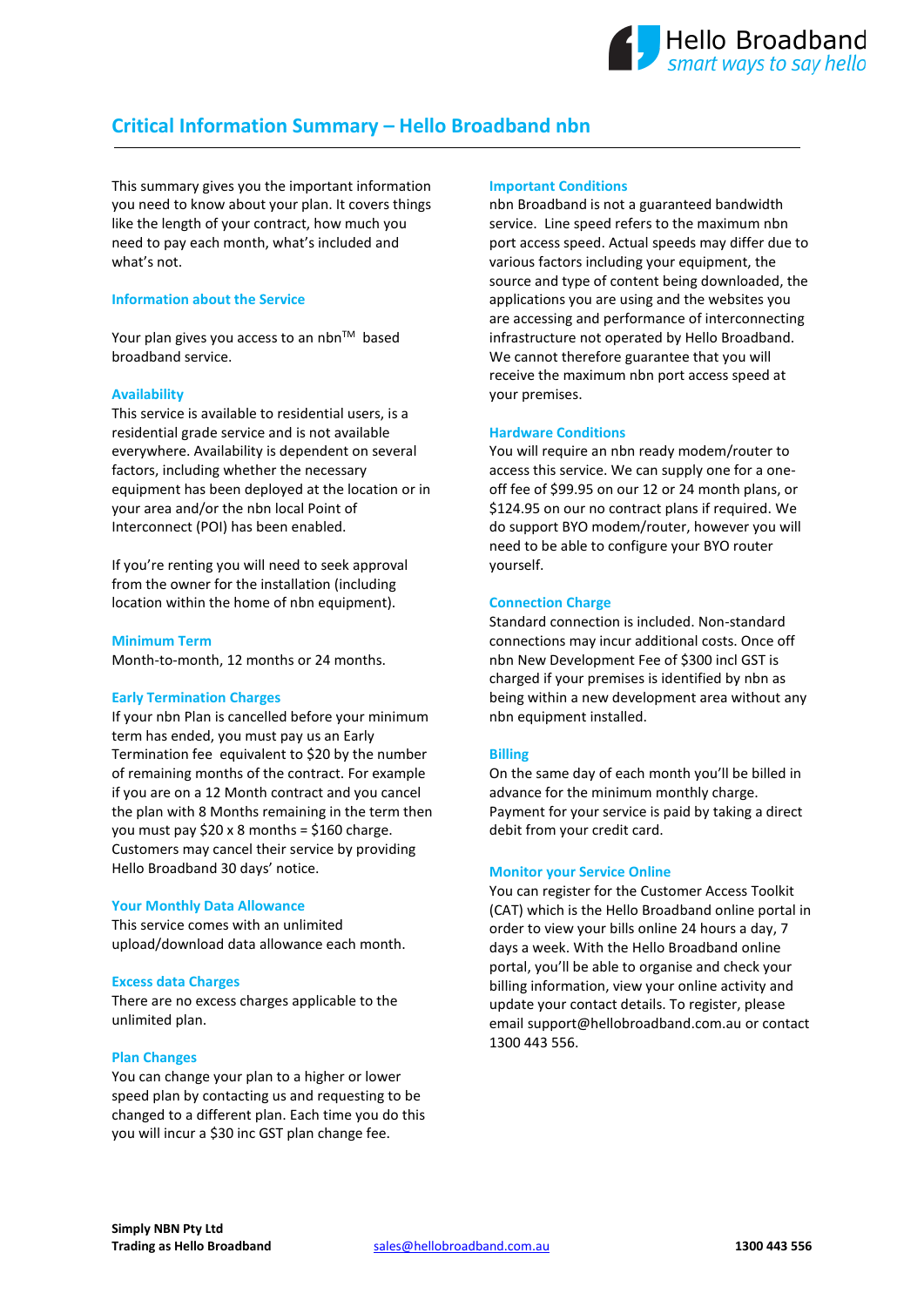# Critical Information Summary – Hello Broadband nbn

This summary gives you the important information you need to know about your plan. It covers things like the length of your contract, how much you need to pay each month, what's included and what's not.

## Information about the Service

Your plan gives you access to an nbn™ based broadband service.

## Availability

This service is available to residential users, is a residential grade service and is not available everywhere. Availability is dependent on several factors, including whether the necessary equipment has been deployed at the location or in your area and/or the nbn local Point of Interconnect (POI) has been enabled.

If you're renting you will need to seek approval from the owner for the installation (including location within the home of nbn equipment).

## Minimum Term

Month-to-month, 12 months or 24 months.

## Early Termination Charges

If your nbn Plan is cancelled before your minimum term has ended, you must pay us an Early Termination fee equivalent to $20 by the number of remaining months of the contract. For example if you are on a 12 Month contract and you cancel the plan with 8 Months remaining in the term then you must pay $20 x 8 months = $160 charge. Customers may cancel their service by providing Hello Broadband 30 days' notice.

## Your Monthly Data Allowance

This service comes with an unlimited upload/download data allowance each month.

## Excess data Charges

There are no excess charges applicable to the unlimited plan.

## Plan Changes

You can change your plan to a higher or lower speed plan by contacting us and requesting to be changed to a different plan. Each time you do this you will incur a $30 inc GST plan change fee.

## Important Conditions

nbn Broadband is not a guaranteed bandwidth service. Line speed refers to the maximum nbn port access speed. Actual speeds may differ due to various factors including your equipment, the source and type of content being downloaded, the applications you are using and the websites you are accessing and performance of interconnecting infrastructure not operated by Hello Broadband. We cannot therefore guarantee that you will receive the maximum nbn port access speed at your premises.

## Hardware Conditions

You will require an nbn ready modem/router to access this service. We can supply one for a one-off fee of $99.95 on our 12 or 24 month plans, or $124.95 on our no contract plans if required. We do support BYO modem/router, however you will need to be able to configure your BYO router yourself.

## Connection Charge

Standard connection is included. Non-standard connections may incur additional costs. Once off nbn New Development Fee of $300 incl GST is charged if your premises is identified by nbn as being within a new development area without any nbn equipment installed.

## Billing

On the same day of each month you'll be billed in advance for the minimum monthly charge. Payment for your service is paid by taking a direct debit from your credit card.

## Monitor your Service Online

You can register for the Customer Access Toolkit (CAT) which is the Hello Broadband online portal in order to view your bills online 24 hours a day, 7 days a week. With the Hello Broadband online portal, you'll be able to organise and check your billing information, view your online activity and update your contact details. To register, please email support@hellobroadband.com.au or contact 1300 443 556.

**Simply NBN Pty Ltd**
**Trading as Hello Broadband** sales@hellobroadband.com.au **1300 443 556**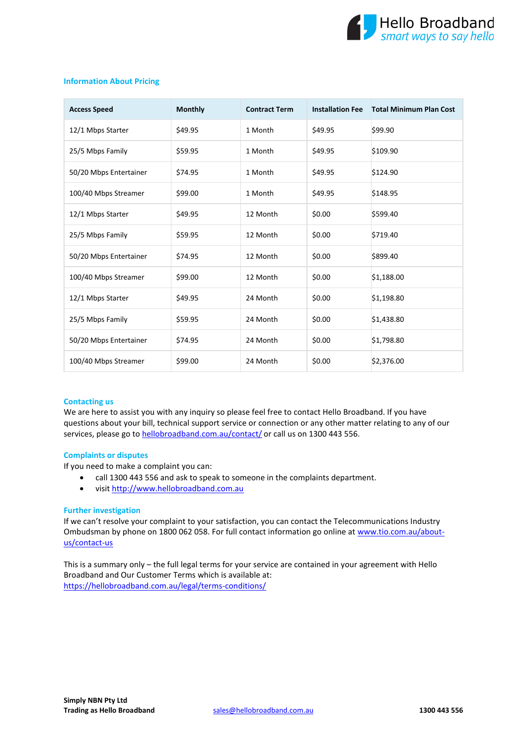## Information About Pricing

| Access Speed | Monthly | Contract Term | Installation Fee | Total Minimum Plan Cost |
| --- | --- | --- | --- | --- |
| 12/1 Mbps Starter | $49.95 | 1 Month | $49.95 | $99.90 |
| 25/5 Mbps Family | $59.95 | 1 Month | $49.95 | $109.90 |
| 50/20 Mbps Entertainer | $74.95 | 1 Month | $49.95 | $124.90 |
| 100/40 Mbps Streamer | $99.00 | 1 Month | $49.95 | $148.95 |
| 12/1 Mbps Starter | $49.95 | 12 Month | $0.00 | $599.40 |
| 25/5 Mbps Family | $59.95 | 12 Month | $0.00 | $719.40 |
| 50/20 Mbps Entertainer | $74.95 | 12 Month | $0.00 | $899.40 |
| 100/40 Mbps Streamer | $99.00 | 12 Month | $0.00 | $1,188.00 |
| 12/1 Mbps Starter | $49.95 | 24 Month | $0.00 | $1,198.80 |
| 25/5 Mbps Family | $59.95 | 24 Month | $0.00 | $1,438.80 |
| 50/20 Mbps Entertainer | $74.95 | 24 Month | $0.00 | $1,798.80 |
| 100/40 Mbps Streamer | $99.00 | 24 Month | $0.00 | $2,376.00 |

## Contacting us

We are here to assist you with any inquiry so please feel free to contact Hello Broadband. If you have questions about your bill, technical support service or connection or any other matter relating to any of our services, please go to hellobroadband.com.au/contact/ or call us on 1300 443 556.

## Complaints or disputes

If you need to make a complaint you can:

- call 1300 443 556 and ask to speak to someone in the complaints department.
- visit http://www.hellobroadband.com.au

## Further investigation

If we can't resolve your complaint to your satisfaction, you can contact the Telecommunications Industry Ombudsman by phone on 1800 062 058. For full contact information go online at www.tio.com.au/about-us/contact-us

This is a summary only – the full legal terms for your service are contained in your agreement with Hello Broadband and Our Customer Terms which is available at:
https://hellobroadband.com.au/legal/terms-conditions/

**Simply NBN Pty Ltd**
**Trading as Hello Broadband** sales@hellobroadband.com.au **1300 443 556**